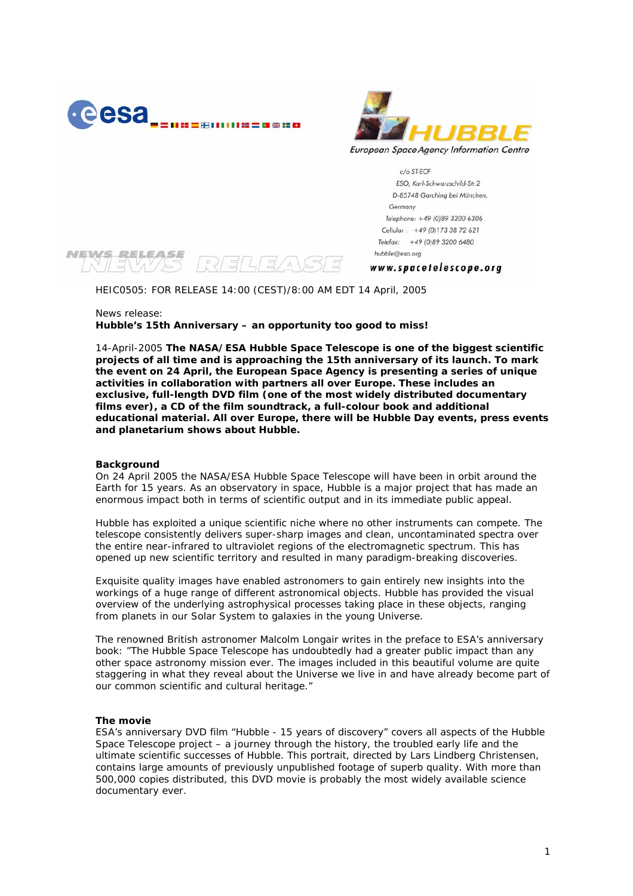European Space Agency Information Centre

c/o ST-ECF
ESO, Karl-Schwarzschild-Str.2
D-85748 Garching bei München,
Germany
Telephone: +49 (0)89 3200 6306
Cellular : +49 (0)173 38 72 621
Telefax: +49 (0)89 3200 6480
hubble@eso.org

www.spacetelescope.org

NEWS RELEASE

HEIC0505: FOR RELEASE 14:00 (CEST)/8:00 AM EDT 14 April, 2005

News release:
**Hubble's 15th Anniversary – an opportunity too good to miss!**

14-April-2005 **The NASA/ESA Hubble Space Telescope is one of the biggest scientific projects of all time and is approaching the 15th anniversary of its launch. To mark the event on 24 April, the European Space Agency is presenting a series of unique activities in collaboration with partners all over Europe. These includes an exclusive, full-length DVD film (one of the most widely distributed documentary films ever), a CD of the film soundtrack, a full-colour book and additional educational material. All over Europe, there will be Hubble Day events, press events and planetarium shows about Hubble.**

**Background**
On 24 April 2005 the NASA/ESA Hubble Space Telescope will have been in orbit around the Earth for 15 years. As an observatory in space, Hubble is a major project that has made an enormous impact both in terms of scientific output and in its immediate public appeal.

Hubble has exploited a unique scientific niche where no other instruments can compete. The telescope consistently delivers super-sharp images and clean, uncontaminated spectra over the entire near-infrared to ultraviolet regions of the electromagnetic spectrum. This has opened up new scientific territory and resulted in many paradigm-breaking discoveries.

Exquisite quality images have enabled astronomers to gain entirely new insights into the workings of a huge range of different astronomical objects. Hubble has provided the visual overview of the underlying astrophysical processes taking place in these objects, ranging from planets in our Solar System to galaxies in the young Universe.

The renowned British astronomer Malcolm Longair writes in the preface to ESA's anniversary book: "The Hubble Space Telescope has undoubtedly had a greater public impact than any other space astronomy mission ever. The images included in this beautiful volume are quite staggering in what they reveal about the Universe we live in and have already become part of our common scientific and cultural heritage."

**The movie**
ESA's anniversary DVD film "Hubble - 15 years of discovery" covers all aspects of the Hubble Space Telescope project – a journey through the history, the troubled early life and the ultimate scientific successes of Hubble. This portrait, directed by Lars Lindberg Christensen, contains large amounts of previously unpublished footage of superb quality. With more than 500,000 copies distributed, this DVD movie is probably the most widely available science documentary ever.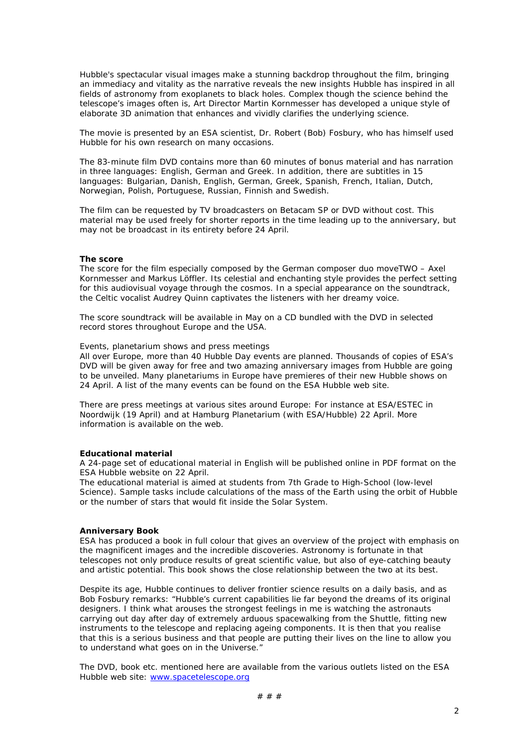Hubble's spectacular visual images make a stunning backdrop throughout the film, bringing an immediacy and vitality as the narrative reveals the new insights Hubble has inspired in all fields of astronomy from exoplanets to black holes. Complex though the science behind the telescope's images often is, Art Director Martin Kornmesser has developed a unique style of elaborate 3D animation that enhances and vividly clarifies the underlying science.

The movie is presented by an ESA scientist, Dr. Robert (Bob) Fosbury, who has himself used Hubble for his own research on many occasions.

The 83-minute film DVD contains more than 60 minutes of bonus material and has narration in three languages: English, German and Greek. In addition, there are subtitles in 15 languages: Bulgarian, Danish, English, German, Greek, Spanish, French, Italian, Dutch, Norwegian, Polish, Portuguese, Russian, Finnish and Swedish.

The film can be requested by TV broadcasters on Betacam SP or DVD without cost. This material may be used freely for shorter reports in the time leading up to the anniversary, but may not be broadcast in its entirety before 24 April.

**The score**

The score for the film especially composed by the German composer duo moveTWO – Axel Kornmesser and Markus Löffler. Its celestial and enchanting style provides the perfect setting for this audiovisual voyage through the cosmos. In a special appearance on the soundtrack, the Celtic vocalist Audrey Quinn captivates the listeners with her dreamy voice.

The score soundtrack will be available in May on a CD bundled with the DVD in selected record stores throughout Europe and the USA.

Events, planetarium shows and press meetings

All over Europe, more than 40 Hubble Day events are planned. Thousands of copies of ESA's DVD will be given away for free and two amazing anniversary images from Hubble are going to be unveiled. Many planetariums in Europe have premieres of their new Hubble shows on 24 April. A list of the many events can be found on the ESA Hubble web site.

There are press meetings at various sites around Europe: For instance at ESA/ESTEC in Noordwijk (19 April) and at Hamburg Planetarium (with ESA/Hubble) 22 April. More information is available on the web.

**Educational material**

A 24-page set of educational material in English will be published online in PDF format on the ESA Hubble website on 22 April.

The educational material is aimed at students from 7th Grade to High-School (low-level Science). Sample tasks include calculations of the mass of the Earth using the orbit of Hubble or the number of stars that would fit inside the Solar System.

**Anniversary Book**

ESA has produced a book in full colour that gives an overview of the project with emphasis on the magnificent images and the incredible discoveries. Astronomy is fortunate in that telescopes not only produce results of great scientific value, but also of eye-catching beauty and artistic potential. This book shows the close relationship between the two at its best.

Despite its age, Hubble continues to deliver frontier science results on a daily basis, and as Bob Fosbury remarks: "Hubble's current capabilities lie far beyond the dreams of its original designers. I think what arouses the strongest feelings in me is watching the astronauts carrying out day after day of extremely arduous spacewalking from the Shuttle, fitting new instruments to the telescope and replacing ageing components. It is then that you realise that this is a serious business and that people are putting their lives on the line to allow you to understand what goes on in the Universe."

The DVD, book etc. mentioned here are available from the various outlets listed on the ESA Hubble web site: www.spacetelescope.org

# # #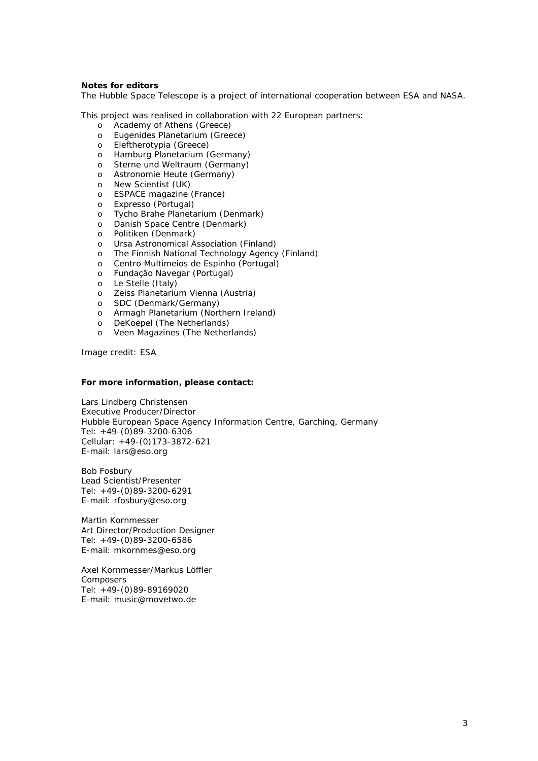**Notes for editors**

The Hubble Space Telescope is a project of international cooperation between ESA and NASA.

This project was realised in collaboration with 22 European partners:

- Academy of Athens (Greece)
- Eugenides Planetarium (Greece)
- Eleftherotypia (Greece)
- Hamburg Planetarium (Germany)
- Sterne und Weltraum (Germany)
- Astronomie Heute (Germany)
- New Scientist (UK)
- ESPACE magazine (France)
- Expresso (Portugal)
- Tycho Brahe Planetarium (Denmark)
- Danish Space Centre (Denmark)
- Politiken (Denmark)
- Ursa Astronomical Association (Finland)
- The Finnish National Technology Agency (Finland)
- Centro Multimeios de Espinho (Portugal)
- Fundação Navegar (Portugal)
- Le Stelle (Italy)
- Zeiss Planetarium Vienna (Austria)
- SDC (Denmark/Germany)
- Armagh Planetarium (Northern Ireland)
- DeKoepel (The Netherlands)
- Veen Magazines (The Netherlands)

Image credit: ESA

**For more information, please contact:**

Lars Lindberg Christensen
Executive Producer/Director
Hubble European Space Agency Information Centre, Garching, Germany
Tel: +49-(0)89-3200-6306
Cellular: +49-(0)173-3872-621
E-mail: lars@eso.org

Bob Fosbury
Lead Scientist/Presenter
Tel: +49-(0)89-3200-6291
E-mail: rfosbury@eso.org

Martin Kornmesser
Art Director/Production Designer
Tel: +49-(0)89-3200-6586
E-mail: mkornmes@eso.org

Axel Kornmesser/Markus Löffler
Composers
Tel: +49-(0)89-89169020
E-mail: music@movetwo.de